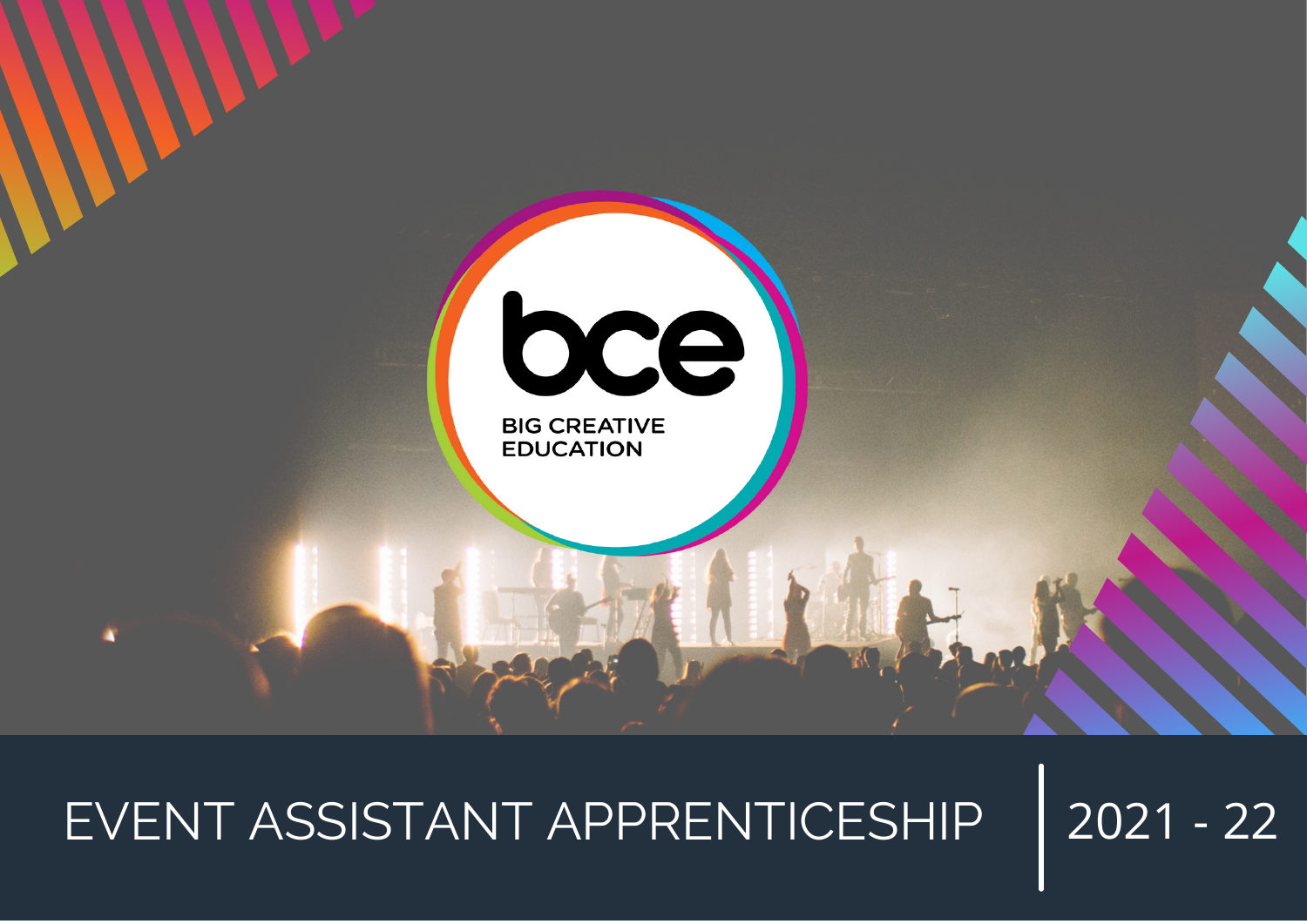bce

BIG CREATIVE EDUCATION

# EVENT ASSISTANT APPRENTICESHIP | 2021 - 22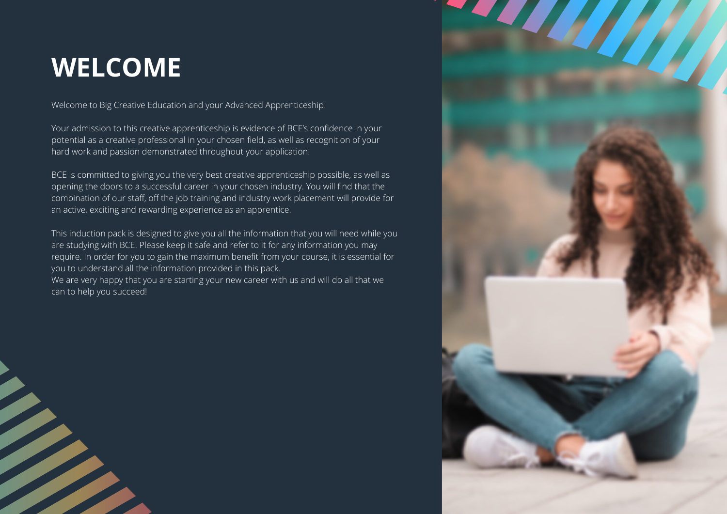# WELCOME

Welcome to Big Creative Education and your Advanced Apprenticeship.

Your admission to this creative apprenticeship is evidence of BCE's confidence in your potential as a creative professional in your chosen field, as well as recognition of your hard work and passion demonstrated throughout your application.

BCE is committed to giving you the very best creative apprenticeship possible, as well as opening the doors to a successful career in your chosen industry. You will find that the combination of our staff, off the job training and industry work placement will provide for an active, exciting and rewarding experience as an apprentice.

This induction pack is designed to give you all the information that you will need while you are studying with BCE. Please keep it safe and refer to it for any information you may require. In order for you to gain the maximum benefit from your course, it is essential for you to understand all the information provided in this pack.
We are very happy that you are starting your new career with us and will do all that we can to help you succeed!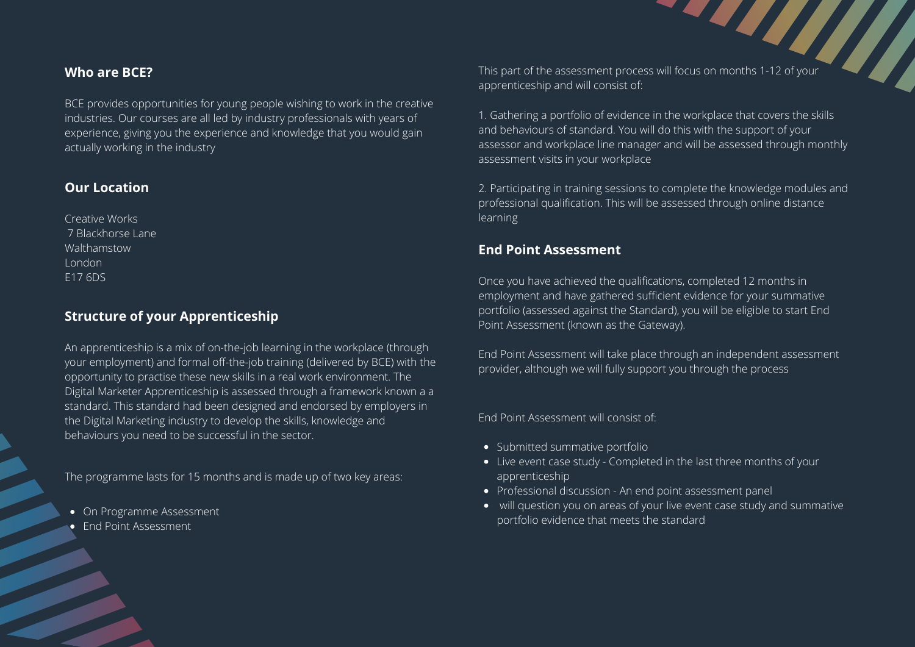## Who are BCE?

BCE provides opportunities for young people wishing to work in the creative industries. Our courses are all led by industry professionals with years of experience, giving you the experience and knowledge that you would gain actually working in the industry

## Our Location

Creative Works
7 Blackhorse Lane
Walthamstow
London
E17 6DS

## Structure of your Apprenticeship

An apprenticeship is a mix of on-the-job learning in the workplace (through your employment) and formal off-the-job training (delivered by BCE) with the opportunity to practise these new skills in a real work environment. The Digital Marketer Apprenticeship is assessed through a framework known a a standard. This standard had been designed and endorsed by employers in the Digital Marketing industry to develop the skills, knowledge and behaviours you need to be successful in the sector.

The programme lasts for 15 months and is made up of two key areas:

- On Programme Assessment
- End Point Assessment

This part of the assessment process will focus on months 1-12 of your apprenticeship and will consist of:

1. Gathering a portfolio of evidence in the workplace that covers the skills and behaviours of standard. You will do this with the support of your assessor and workplace line manager and will be assessed through monthly assessment visits in your workplace

2. Participating in training sessions to complete the knowledge modules and professional qualification. This will be assessed through online distance learning

## End Point Assessment

Once you have achieved the qualifications, completed 12 months in employment and have gathered sufficient evidence for your summative portfolio (assessed against the Standard), you will be eligible to start End Point Assessment (known as the Gateway).

End Point Assessment will take place through an independent assessment provider, although we will fully support you through the process

End Point Assessment will consist of:

- Submitted summative portfolio
- Live event case study - Completed in the last three months of your apprenticeship
- Professional discussion - An end point assessment panel
- will question you on areas of your live event case study and summative portfolio evidence that meets the standard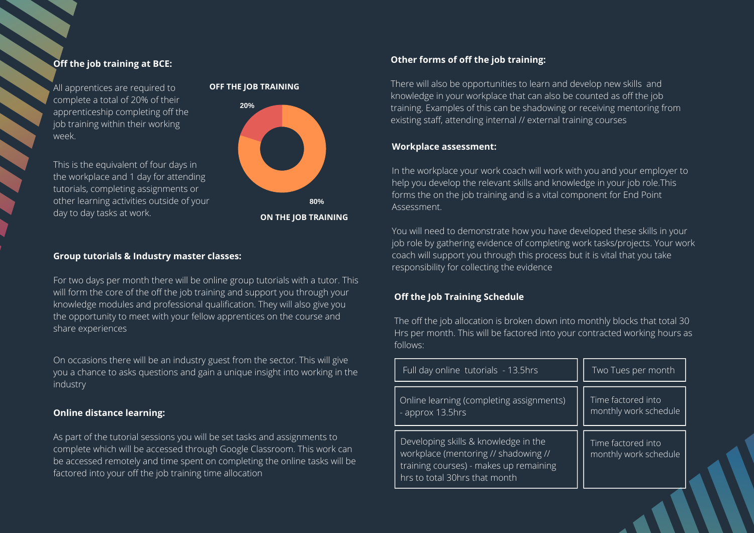**Off the job training at BCE:**

All apprentices are required to complete a total of 20% of their apprenticeship completing off the job training within their working week.

This is the equivalent of four days in the workplace and 1 day for attending tutorials, completing assignments or other learning activities outside of your day to day tasks at work.

OFF THE JOB TRAINING

20%

80%

ON THE JOB TRAINING

**Group tutorials & Industry master classes:**

For two days per month there will be online group tutorials with a tutor. This will form the core of the off the job training and support you through your knowledge modules and professional qualification. They will also give you the opportunity to meet with your fellow apprentices on the course and share experiences

On occasions there will be an industry guest from the sector. This will give you a chance to asks questions and gain a unique insight into working in the industry

**Online distance learning:**

As part of the tutorial sessions you will be set tasks and assignments to complete which will be accessed through Google Classroom. This work can be accessed remotely and time spent on completing the online tasks will be factored into your off the job training time allocation

**Other forms of off the job training:**

There will also be opportunities to learn and develop new skills and knowledge in your workplace that can also be counted as off the job training. Examples of this can be shadowing or receiving mentoring from existing staff, attending internal // external training courses

**Workplace assessment:**

In the workplace your work coach will work with you and your employer to help you develop the relevant skills and knowledge in your job role.This forms the on the job training and is a vital component for End Point Assessment.

You will need to demonstrate how you have developed these skills in your job role by gathering evidence of completing work tasks/projects. Your work coach will support you through this process but it is vital that you take responsibility for collecting the evidence

**Off the Job Training Schedule**

The off the job allocation is broken down into monthly blocks that total 30 Hrs per month. This will be factored into your contracted working hours as follows:

| | |
|---|---|
| Full day online tutorials - 13.5hrs | Two Tues per month |
| Online learning (completing assignments) - approx 13.5hrs | Time factored into monthly work schedule |
| Developing skills & knowledge in the workplace (mentoring // shadowing // training courses) - makes up remaining hrs to total 30hrs that month | Time factored into monthly work schedule |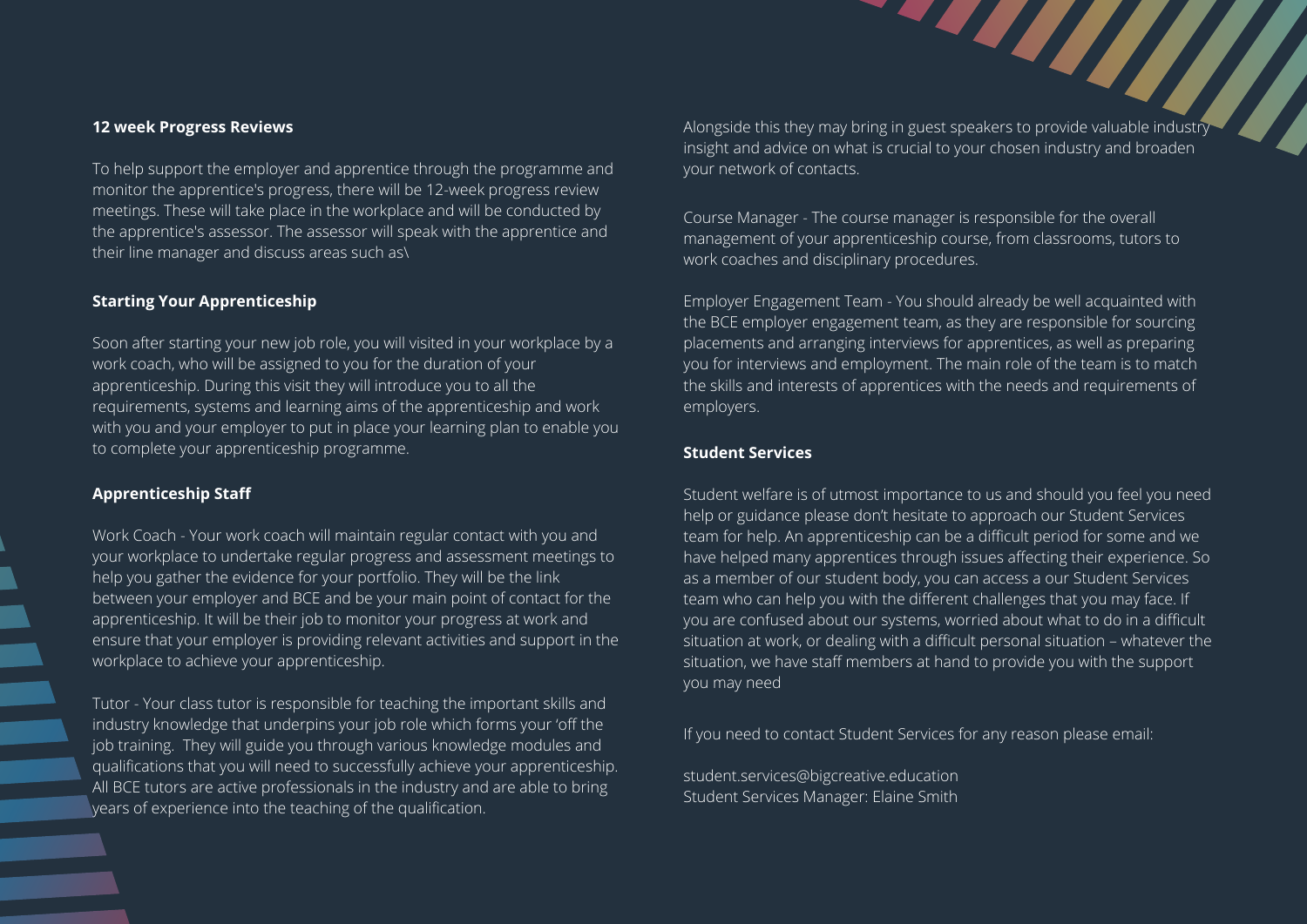### 12 week Progress Reviews

To help support the employer and apprentice through the programme and monitor the apprentice's progress, there will be 12-week progress review meetings. These will take place in the workplace and will be conducted by the apprentice's assessor. The assessor will speak with the apprentice and their line manager and discuss areas such as\

### Starting Your Apprenticeship

Soon after starting your new job role, you will visited in your workplace by a work coach, who will be assigned to you for the duration of your apprenticeship. During this visit they will introduce you to all the requirements, systems and learning aims of the apprenticeship and work with you and your employer to put in place your learning plan to enable you to complete your apprenticeship programme.

### Apprenticeship Staff

Work Coach - Your work coach will maintain regular contact with you and your workplace to undertake regular progress and assessment meetings to help you gather the evidence for your portfolio. They will be the link between your employer and BCE and be your main point of contact for the apprenticeship. It will be their job to monitor your progress at work and ensure that your employer is providing relevant activities and support in the workplace to achieve your apprenticeship.

Tutor - Your class tutor is responsible for teaching the important skills and industry knowledge that underpins your job role which forms your 'off the job training. They will guide you through various knowledge modules and qualifications that you will need to successfully achieve your apprenticeship. All BCE tutors are active professionals in the industry and are able to bring years of experience into the teaching of the qualification.

Alongside this they may bring in guest speakers to provide valuable industry insight and advice on what is crucial to your chosen industry and broaden your network of contacts.

Course Manager - The course manager is responsible for the overall management of your apprenticeship course, from classrooms, tutors to work coaches and disciplinary procedures.

Employer Engagement Team - You should already be well acquainted with the BCE employer engagement team, as they are responsible for sourcing placements and arranging interviews for apprentices, as well as preparing you for interviews and employment. The main role of the team is to match the skills and interests of apprentices with the needs and requirements of employers.

### Student Services

Student welfare is of utmost importance to us and should you feel you need help or guidance please don't hesitate to approach our Student Services team for help. An apprenticeship can be a difficult period for some and we have helped many apprentices through issues affecting their experience. So as a member of our student body, you can access a our Student Services team who can help you with the different challenges that you may face. If you are confused about our systems, worried about what to do in a difficult situation at work, or dealing with a difficult personal situation – whatever the situation, we have staff members at hand to provide you with the support you may need

If you need to contact Student Services for any reason please email:

student.services@bigcreative.education
Student Services Manager: Elaine Smith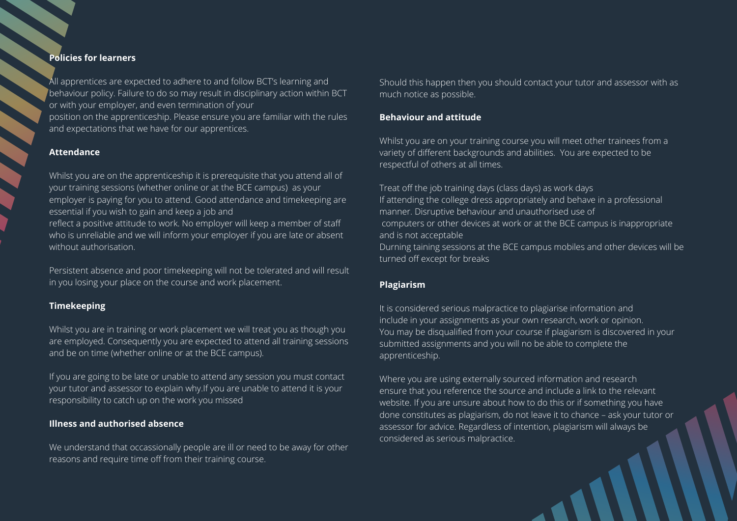## Policies for learners

All apprentices are expected to adhere to and follow BCT's learning and behaviour policy. Failure to do so may result in disciplinary action within BCT or with your employer, and even termination of your position on the apprenticeship. Please ensure you are familiar with the rules and expectations that we have for our apprentices.

### Attendance

Whilst you are on the apprenticeship it is prerequisite that you attend all of your training sessions (whether online or at the BCE campus) as your employer is paying for you to attend. Good attendance and timekeeping are essential if you wish to gain and keep a job and reflect a positive attitude to work. No employer will keep a member of staff who is unreliable and we will inform your employer if you are late or absent without authorisation.

Persistent absence and poor timekeeping will not be tolerated and will result in you losing your place on the course and work placement.

### Timekeeping

Whilst you are in training or work placement we will treat you as though you are employed. Consequently you are expected to attend all training sessions and be on time (whether online or at the BCE campus).

If you are going to be late or unable to attend any session you must contact your tutor and assessor to explain why.If you are unable to attend it is your responsibility to catch up on the work you missed

### Illness and authorised absence

We understand that occassionally people are ill or need to be away for other reasons and require time off from their training course.

Should this happen then you should contact your tutor and assessor with as much notice as possible.

### Behaviour and attitude

Whilst you are on your training course you will meet other trainees from a variety of different backgrounds and abilities. You are expected to be respectful of others at all times.

Treat off the job training days (class days) as work days
If attending the college dress appropriately and behave in a professional manner. Disruptive behaviour and unauthorised use of computers or other devices at work or at the BCE campus is inappropriate and is not acceptable
Durning taining sessions at the BCE campus mobiles and other devices will be turned off except for breaks

### Plagiarism

It is considered serious malpractice to plagiarise information and include in your assignments as your own research, work or opinion. You may be disqualified from your course if plagiarism is discovered in your submitted assignments and you will no be able to complete the apprenticeship.

Where you are using externally sourced information and research ensure that you reference the source and include a link to the relevant website. If you are unsure about how to do this or if something you have done constitutes as plagiarism, do not leave it to chance – ask your tutor or assessor for advice. Regardless of intention, plagiarism will always be considered as serious malpractice.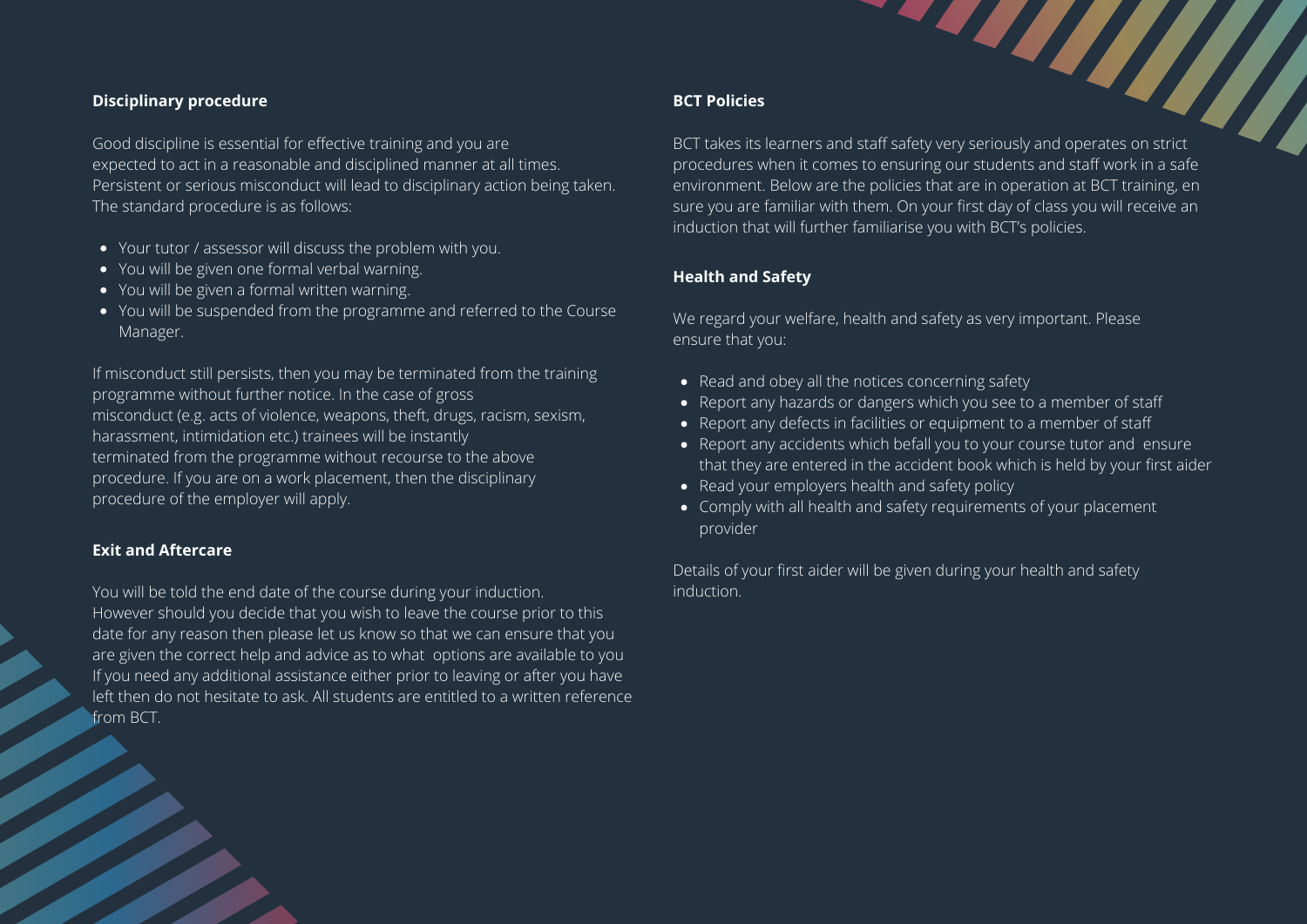### Disciplinary procedure

Good discipline is essential for effective training and you are expected to act in a reasonable and disciplined manner at all times. Persistent or serious misconduct will lead to disciplinary action being taken. The standard procedure is as follows:

- Your tutor / assessor will discuss the problem with you.
- You will be given one formal verbal warning.
- You will be given a formal written warning.
- You will be suspended from the programme and referred to the Course Manager.

If misconduct still persists, then you may be terminated from the training programme without further notice. In the case of gross misconduct (e.g. acts of violence, weapons, theft, drugs, racism, sexism, harassment, intimidation etc.) trainees will be instantly terminated from the programme without recourse to the above procedure. If you are on a work placement, then the disciplinary procedure of the employer will apply.

### Exit and Aftercare

You will be told the end date of the course during your induction. However should you decide that you wish to leave the course prior to this date for any reason then please let us know so that we can ensure that you are given the correct help and advice as to what options are available to you If you need any additional assistance either prior to leaving or after you have left then do not hesitate to ask. All students are entitled to a written reference from BCT.

### BCT Policies

BCT takes its learners and staff safety very seriously and operates on strict procedures when it comes to ensuring our students and staff work in a safe environment. Below are the policies that are in operation at BCT training, en sure you are familiar with them. On your first day of class you will receive an induction that will further familiarise you with BCT's policies.

### Health and Safety

We regard your welfare, health and safety as very important. Please ensure that you:

- Read and obey all the notices concerning safety
- Report any hazards or dangers which you see to a member of staff
- Report any defects in facilities or equipment to a member of staff
- Report any accidents which befall you to your course tutor and ensure that they are entered in the accident book which is held by your first aider
- Read your employers health and safety policy
- Comply with all health and safety requirements of your placement provider

Details of your first aider will be given during your health and safety induction.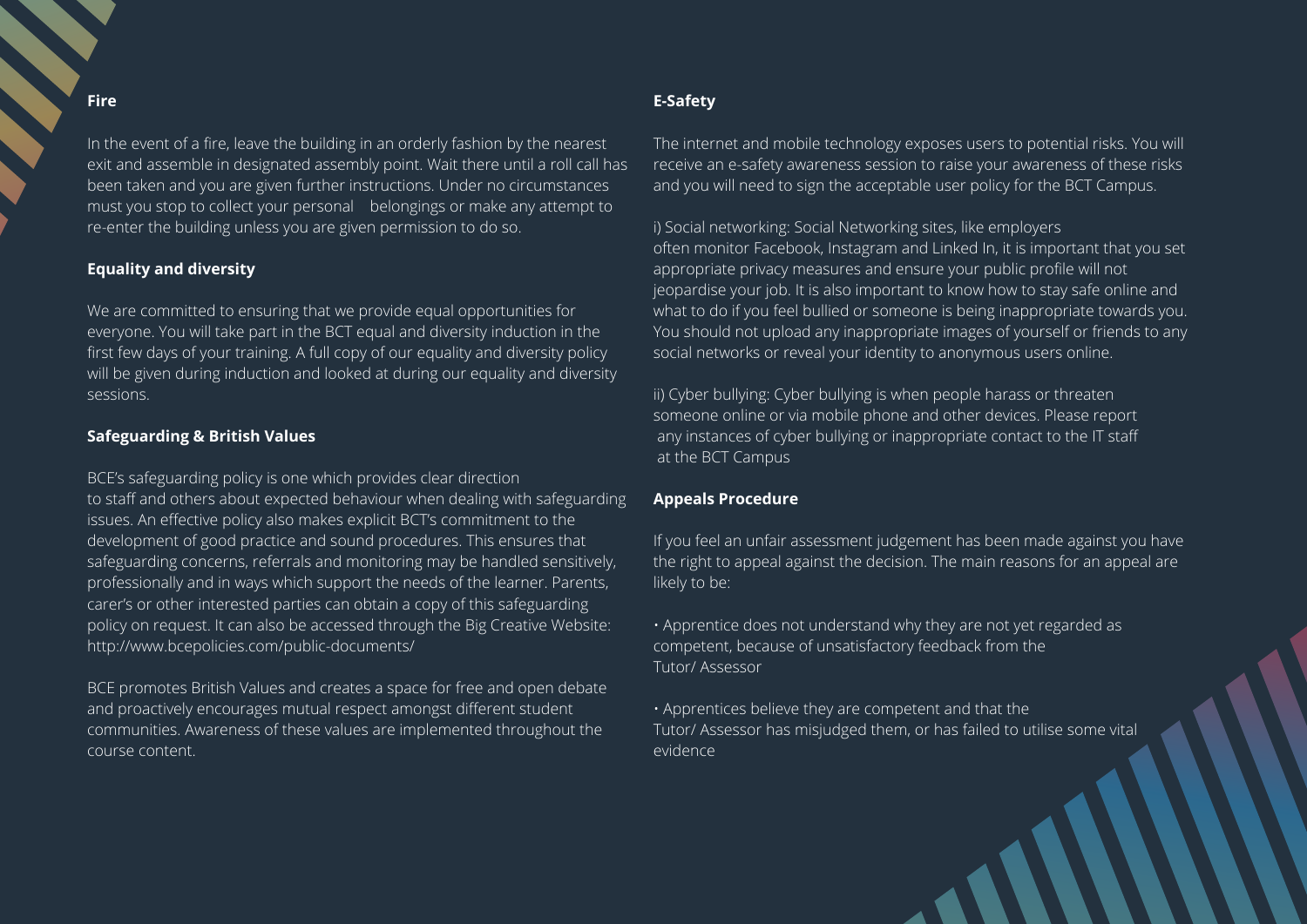**Fire**

In the event of a fire, leave the building in an orderly fashion by the nearest exit and assemble in designated assembly point. Wait there until a roll call has been taken and you are given further instructions. Under no circumstances must you stop to collect your personal belongings or make any attempt to re-enter the building unless you are given permission to do so.

**Equality and diversity**

We are committed to ensuring that we provide equal opportunities for everyone. You will take part in the BCT equal and diversity induction in the first few days of your training. A full copy of our equality and diversity policy will be given during induction and looked at during our equality and diversity sessions.

**Safeguarding & British Values**

BCE's safeguarding policy is one which provides clear direction to staff and others about expected behaviour when dealing with safeguarding issues. An effective policy also makes explicit BCT's commitment to the development of good practice and sound procedures. This ensures that safeguarding concerns, referrals and monitoring may be handled sensitively, professionally and in ways which support the needs of the learner. Parents, carer's or other interested parties can obtain a copy of this safeguarding policy on request. It can also be accessed through the Big Creative Website: http://www.bcepolicies.com/public-documents/

BCE promotes British Values and creates a space for free and open debate and proactively encourages mutual respect amongst different student communities. Awareness of these values are implemented throughout the course content.

**E-Safety**

The internet and mobile technology exposes users to potential risks. You will receive an e-safety awareness session to raise your awareness of these risks and you will need to sign the acceptable user policy for the BCT Campus.

i) Social networking: Social Networking sites, like employers often monitor Facebook, Instagram and Linked In, it is important that you set appropriate privacy measures and ensure your public profile will not jeopardise your job. It is also important to know how to stay safe online and what to do if you feel bullied or someone is being inappropriate towards you. You should not upload any inappropriate images of yourself or friends to any social networks or reveal your identity to anonymous users online.

ii) Cyber bullying: Cyber bullying is when people harass or threaten someone online or via mobile phone and other devices. Please report any instances of cyber bullying or inappropriate contact to the IT staff at the BCT Campus

**Appeals Procedure**

If you feel an unfair assessment judgement has been made against you have the right to appeal against the decision. The main reasons for an appeal are likely to be:

- Apprentice does not understand why they are not yet regarded as competent, because of unsatisfactory feedback from the Tutor/ Assessor
- Apprentices believe they are competent and that the Tutor/ Assessor has misjudged them, or has failed to utilise some vital evidence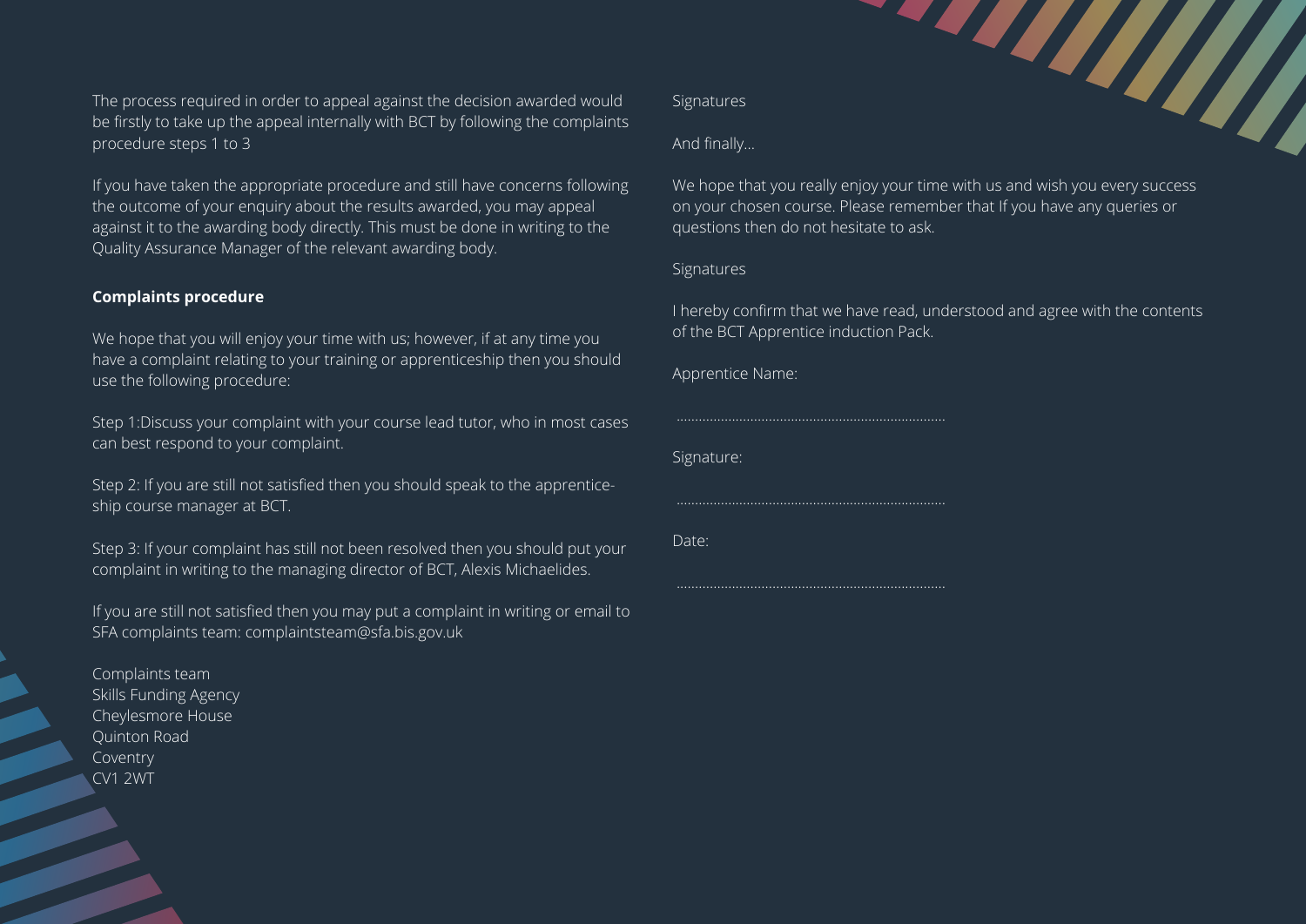The process required in order to appeal against the decision awarded would be firstly to take up the appeal internally with BCT by following the complaints procedure steps 1 to 3

If you have taken the appropriate procedure and still have concerns following the outcome of your enquiry about the results awarded, you may appeal against it to the awarding body directly. This must be done in writing to the Quality Assurance Manager of the relevant awarding body.

**Complaints procedure**

We hope that you will enjoy your time with us; however, if at any time you have a complaint relating to your training or apprenticeship then you should use the following procedure:

Step 1:Discuss your complaint with your course lead tutor, who in most cases can best respond to your complaint.

Step 2: If you are still not satisfied then you should speak to the apprenticeship course manager at BCT.

Step 3: If your complaint has still not been resolved then you should put your complaint in writing to the managing director of BCT, Alexis Michaelides.

If you are still not satisfied then you may put a complaint in writing or email to SFA complaints team: complaintsteam@sfa.bis.gov.uk

Complaints team
Skills Funding Agency
Cheylesmore House
Quinton Road
Coventry
CV1 2WT

Signatures

And finally...

We hope that you really enjoy your time with us and wish you every success on your chosen course. Please remember that If you have any queries or questions then do not hesitate to ask.

Signatures

I hereby confirm that we have read, understood and agree with the contents of the BCT Apprentice induction Pack.

Apprentice Name:

.........................................................................

Signature:

.........................................................................

Date:

.........................................................................